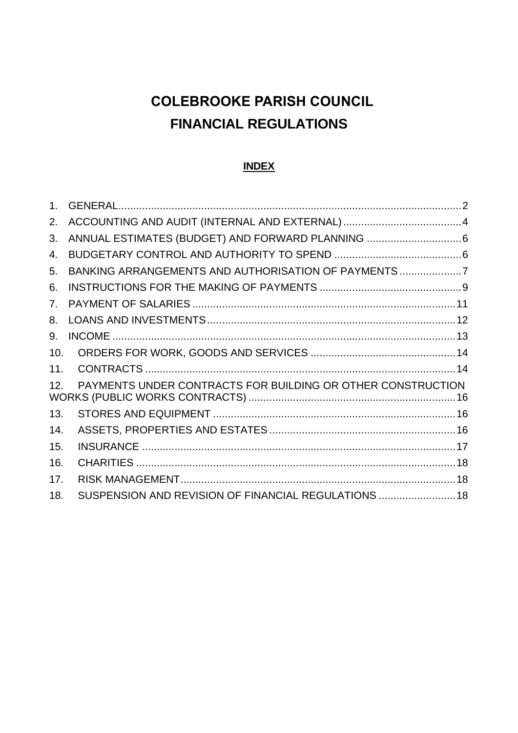# COLEBROOKE PARISH COUNCIL
# FINANCIAL REGULATIONS

**INDEX**

1. GENERAL....................................................................................................2
2. ACCOUNTING AND AUDIT (INTERNAL AND EXTERNAL).........................................4
3. ANNUAL ESTIMATES (BUDGET) AND FORWARD PLANNING ................................6
4. BUDGETARY CONTROL AND AUTHORITY TO SPEND ...........................................6
5. BANKING ARRANGEMENTS AND AUTHORISATION OF PAYMENTS.....................7
6. INSTRUCTIONS FOR THE MAKING OF PAYMENTS ................................................9
7. PAYMENT OF SALARIES .........................................................................................11
8. LOANS AND INVESTMENTS....................................................................................12
9. INCOME ....................................................................................................................13
10. ORDERS FOR WORK, GOODS AND SERVICES .................................................14
11. CONTRACTS .........................................................................................................14
12. PAYMENTS UNDER CONTRACTS FOR BUILDING OR OTHER CONSTRUCTION WORKS (PUBLIC WORKS CONTRACTS) ......................................................................16
13. STORES AND EQUIPMENT ..................................................................................16
14. ASSETS, PROPERTIES AND ESTATES ...............................................................16
15. INSURANCE ..........................................................................................................17
16. CHARITIES ............................................................................................................18
17. RISK MANAGEMENT.............................................................................................18
18. SUSPENSION AND REVISION OF FINANCIAL REGULATIONS ..........................18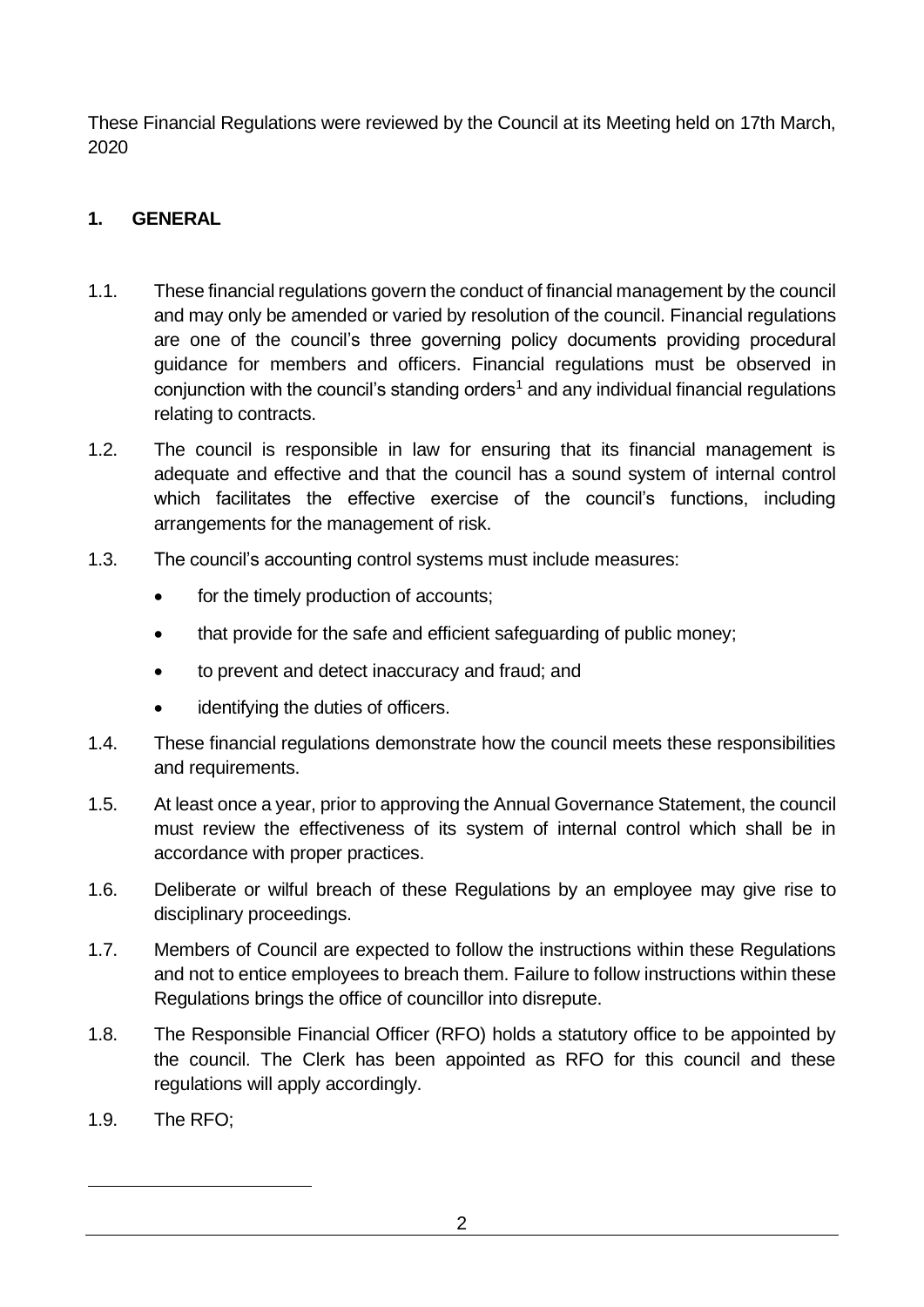These Financial Regulations were reviewed by the Council at its Meeting held on 17th March, 2020

## 1. GENERAL

1.1. These financial regulations govern the conduct of financial management by the council and may only be amended or varied by resolution of the council. Financial regulations are one of the council's three governing policy documents providing procedural guidance for members and officers. Financial regulations must be observed in conjunction with the council's standing orders[1] and any individual financial regulations relating to contracts.

1.2. The council is responsible in law for ensuring that its financial management is adequate and effective and that the council has a sound system of internal control which facilitates the effective exercise of the council's functions, including arrangements for the management of risk.

1.3. The council's accounting control systems must include measures:

- for the timely production of accounts;
- that provide for the safe and efficient safeguarding of public money;
- to prevent and detect inaccuracy and fraud; and
- identifying the duties of officers.

1.4. These financial regulations demonstrate how the council meets these responsibilities and requirements.

1.5. At least once a year, prior to approving the Annual Governance Statement, the council must review the effectiveness of its system of internal control which shall be in accordance with proper practices.

1.6. Deliberate or wilful breach of these Regulations by an employee may give rise to disciplinary proceedings.

1.7. Members of Council are expected to follow the instructions within these Regulations and not to entice employees to breach them. Failure to follow instructions within these Regulations brings the office of councillor into disrepute.

1.8. The Responsible Financial Officer (RFO) holds a statutory office to be appointed by the council. The Clerk has been appointed as RFO for this council and these regulations will apply accordingly.

1.9. The RFO;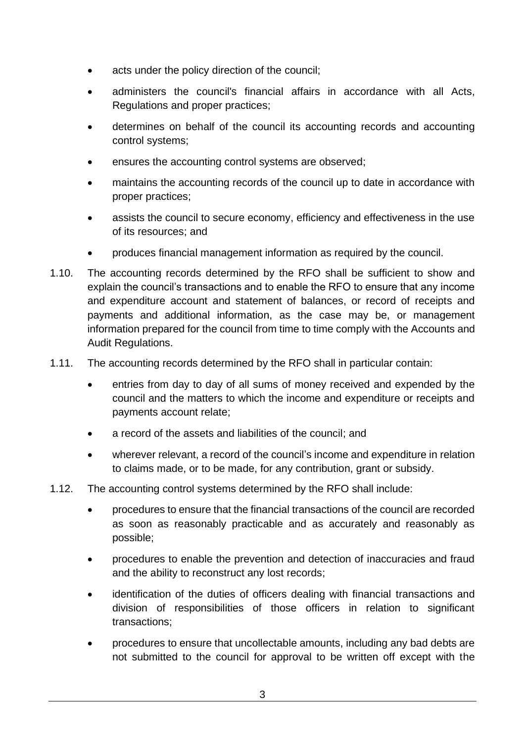- acts under the policy direction of the council;
- administers the council's financial affairs in accordance with all Acts, Regulations and proper practices;
- determines on behalf of the council its accounting records and accounting control systems;
- ensures the accounting control systems are observed;
- maintains the accounting records of the council up to date in accordance with proper practices;
- assists the council to secure economy, efficiency and effectiveness in the use of its resources; and
- produces financial management information as required by the council.

1.10. The accounting records determined by the RFO shall be sufficient to show and explain the council's transactions and to enable the RFO to ensure that any income and expenditure account and statement of balances, or record of receipts and payments and additional information, as the case may be, or management information prepared for the council from time to time comply with the Accounts and Audit Regulations.

1.11. The accounting records determined by the RFO shall in particular contain:

- entries from day to day of all sums of money received and expended by the council and the matters to which the income and expenditure or receipts and payments account relate;
- a record of the assets and liabilities of the council; and
- wherever relevant, a record of the council's income and expenditure in relation to claims made, or to be made, for any contribution, grant or subsidy.

1.12. The accounting control systems determined by the RFO shall include:

- procedures to ensure that the financial transactions of the council are recorded as soon as reasonably practicable and as accurately and reasonably as possible;
- procedures to enable the prevention and detection of inaccuracies and fraud and the ability to reconstruct any lost records;
- identification of the duties of officers dealing with financial transactions and division of responsibilities of those officers in relation to significant transactions;
- procedures to ensure that uncollectable amounts, including any bad debts are not submitted to the council for approval to be written off except with the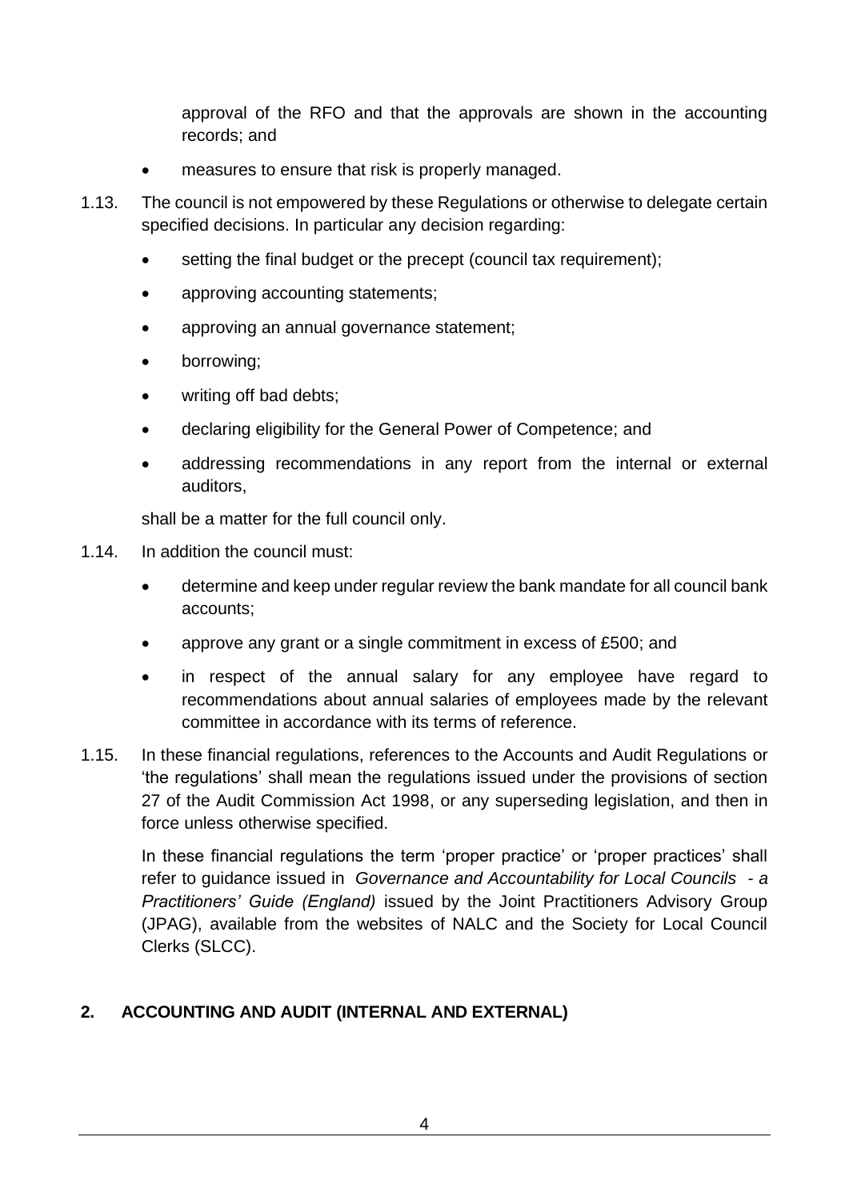approval of the RFO and that the approvals are shown in the accounting records; and

- measures to ensure that risk is properly managed.

1.13. The council is not empowered by these Regulations or otherwise to delegate certain specified decisions. In particular any decision regarding:

- setting the final budget or the precept (council tax requirement);
- approving accounting statements;
- approving an annual governance statement;
- borrowing;
- writing off bad debts;
- declaring eligibility for the General Power of Competence; and
- addressing recommendations in any report from the internal or external auditors,

shall be a matter for the full council only.

1.14. In addition the council must:

- determine and keep under regular review the bank mandate for all council bank accounts;
- approve any grant or a single commitment in excess of £500; and
- in respect of the annual salary for any employee have regard to recommendations about annual salaries of employees made by the relevant committee in accordance with its terms of reference.

1.15. In these financial regulations, references to the Accounts and Audit Regulations or 'the regulations' shall mean the regulations issued under the provisions of section 27 of the Audit Commission Act 1998, or any superseding legislation, and then in force unless otherwise specified.

In these financial regulations the term 'proper practice' or 'proper practices' shall refer to guidance issued in *Governance and Accountability for Local Councils - a Practitioners' Guide (England)* issued by the Joint Practitioners Advisory Group (JPAG), available from the websites of NALC and the Society for Local Council Clerks (SLCC).

## 2. ACCOUNTING AND AUDIT (INTERNAL AND EXTERNAL)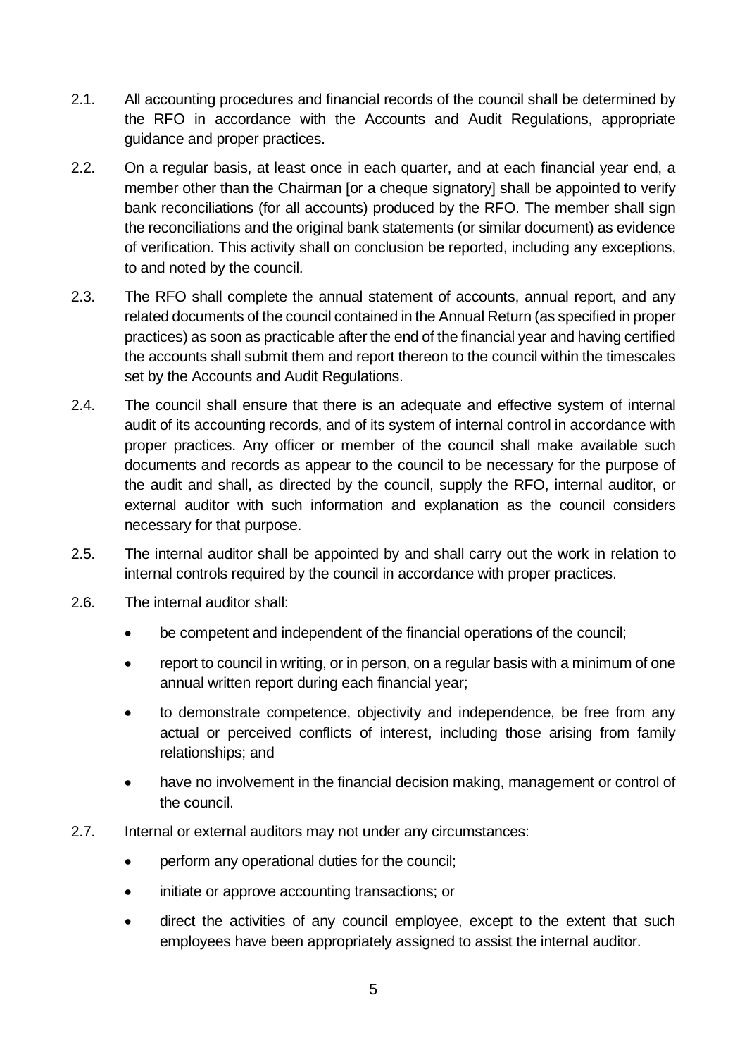2.1. All accounting procedures and financial records of the council shall be determined by the RFO in accordance with the Accounts and Audit Regulations, appropriate guidance and proper practices.

2.2. On a regular basis, at least once in each quarter, and at each financial year end, a member other than the Chairman [or a cheque signatory] shall be appointed to verify bank reconciliations (for all accounts) produced by the RFO. The member shall sign the reconciliations and the original bank statements (or similar document) as evidence of verification. This activity shall on conclusion be reported, including any exceptions, to and noted by the council.

2.3. The RFO shall complete the annual statement of accounts, annual report, and any related documents of the council contained in the Annual Return (as specified in proper practices) as soon as practicable after the end of the financial year and having certified the accounts shall submit them and report thereon to the council within the timescales set by the Accounts and Audit Regulations.

2.4. The council shall ensure that there is an adequate and effective system of internal audit of its accounting records, and of its system of internal control in accordance with proper practices. Any officer or member of the council shall make available such documents and records as appear to the council to be necessary for the purpose of the audit and shall, as directed by the council, supply the RFO, internal auditor, or external auditor with such information and explanation as the council considers necessary for that purpose.

2.5. The internal auditor shall be appointed by and shall carry out the work in relation to internal controls required by the council in accordance with proper practices.

2.6. The internal auditor shall:

- be competent and independent of the financial operations of the council;
- report to council in writing, or in person, on a regular basis with a minimum of one annual written report during each financial year;
- to demonstrate competence, objectivity and independence, be free from any actual or perceived conflicts of interest, including those arising from family relationships; and
- have no involvement in the financial decision making, management or control of the council.

2.7. Internal or external auditors may not under any circumstances:

- perform any operational duties for the council;
- initiate or approve accounting transactions; or
- direct the activities of any council employee, except to the extent that such employees have been appropriately assigned to assist the internal auditor.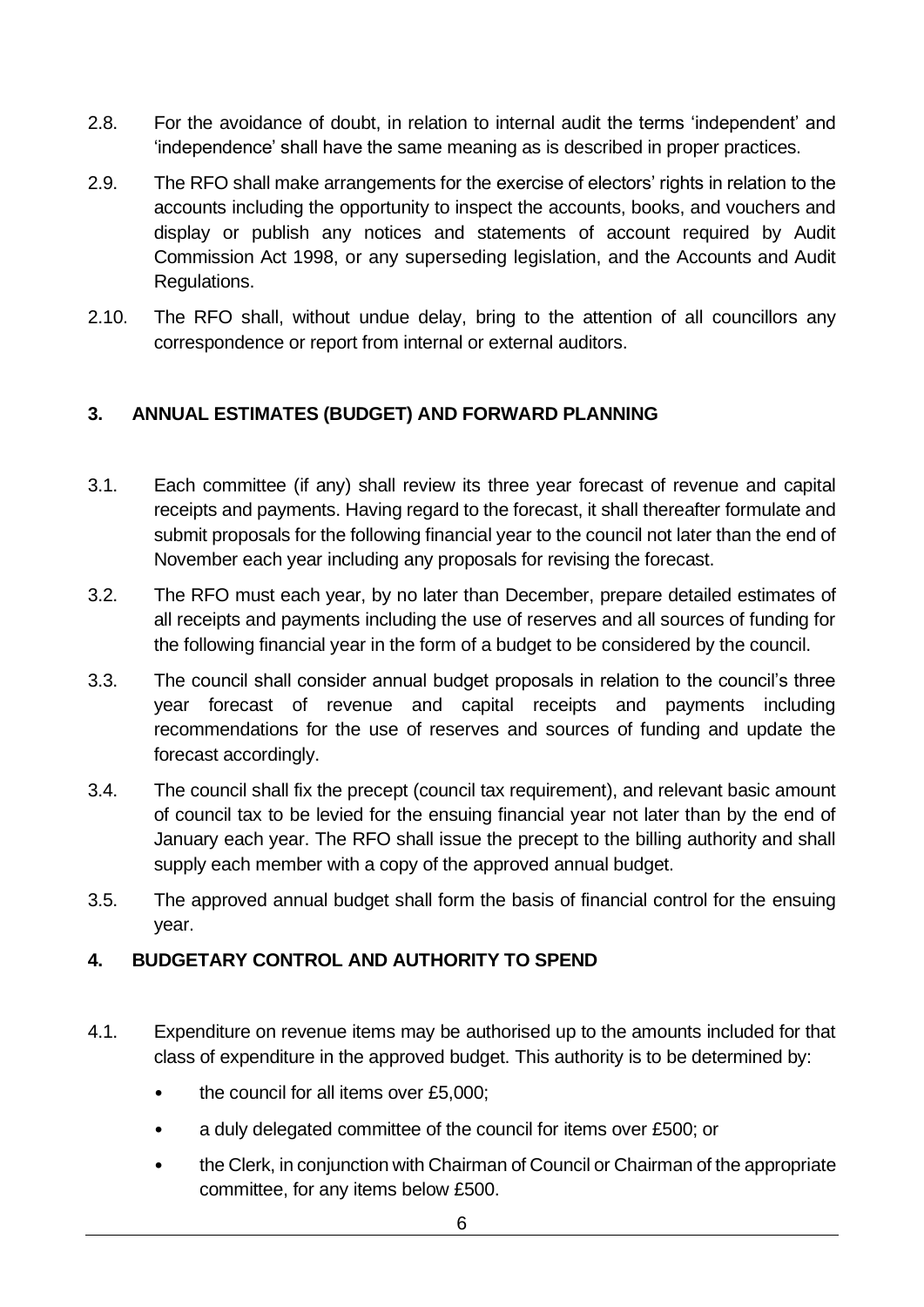2.8. For the avoidance of doubt, in relation to internal audit the terms 'independent' and 'independence' shall have the same meaning as is described in proper practices.

2.9. The RFO shall make arrangements for the exercise of electors' rights in relation to the accounts including the opportunity to inspect the accounts, books, and vouchers and display or publish any notices and statements of account required by Audit Commission Act 1998, or any superseding legislation, and the Accounts and Audit Regulations.

2.10. The RFO shall, without undue delay, bring to the attention of all councillors any correspondence or report from internal or external auditors.

## 3. ANNUAL ESTIMATES (BUDGET) AND FORWARD PLANNING

3.1. Each committee (if any) shall review its three year forecast of revenue and capital receipts and payments. Having regard to the forecast, it shall thereafter formulate and submit proposals for the following financial year to the council not later than the end of November each year including any proposals for revising the forecast.

3.2. The RFO must each year, by no later than December, prepare detailed estimates of all receipts and payments including the use of reserves and all sources of funding for the following financial year in the form of a budget to be considered by the council.

3.3. The council shall consider annual budget proposals in relation to the council's three year forecast of revenue and capital receipts and payments including recommendations for the use of reserves and sources of funding and update the forecast accordingly.

3.4. The council shall fix the precept (council tax requirement), and relevant basic amount of council tax to be levied for the ensuing financial year not later than by the end of January each year. The RFO shall issue the precept to the billing authority and shall supply each member with a copy of the approved annual budget.

3.5. The approved annual budget shall form the basis of financial control for the ensuing year.

## 4. BUDGETARY CONTROL AND AUTHORITY TO SPEND

4.1. Expenditure on revenue items may be authorised up to the amounts included for that class of expenditure in the approved budget. This authority is to be determined by:

- the council for all items over £5,000;
- a duly delegated committee of the council for items over £500; or
- the Clerk, in conjunction with Chairman of Council or Chairman of the appropriate committee, for any items below £500.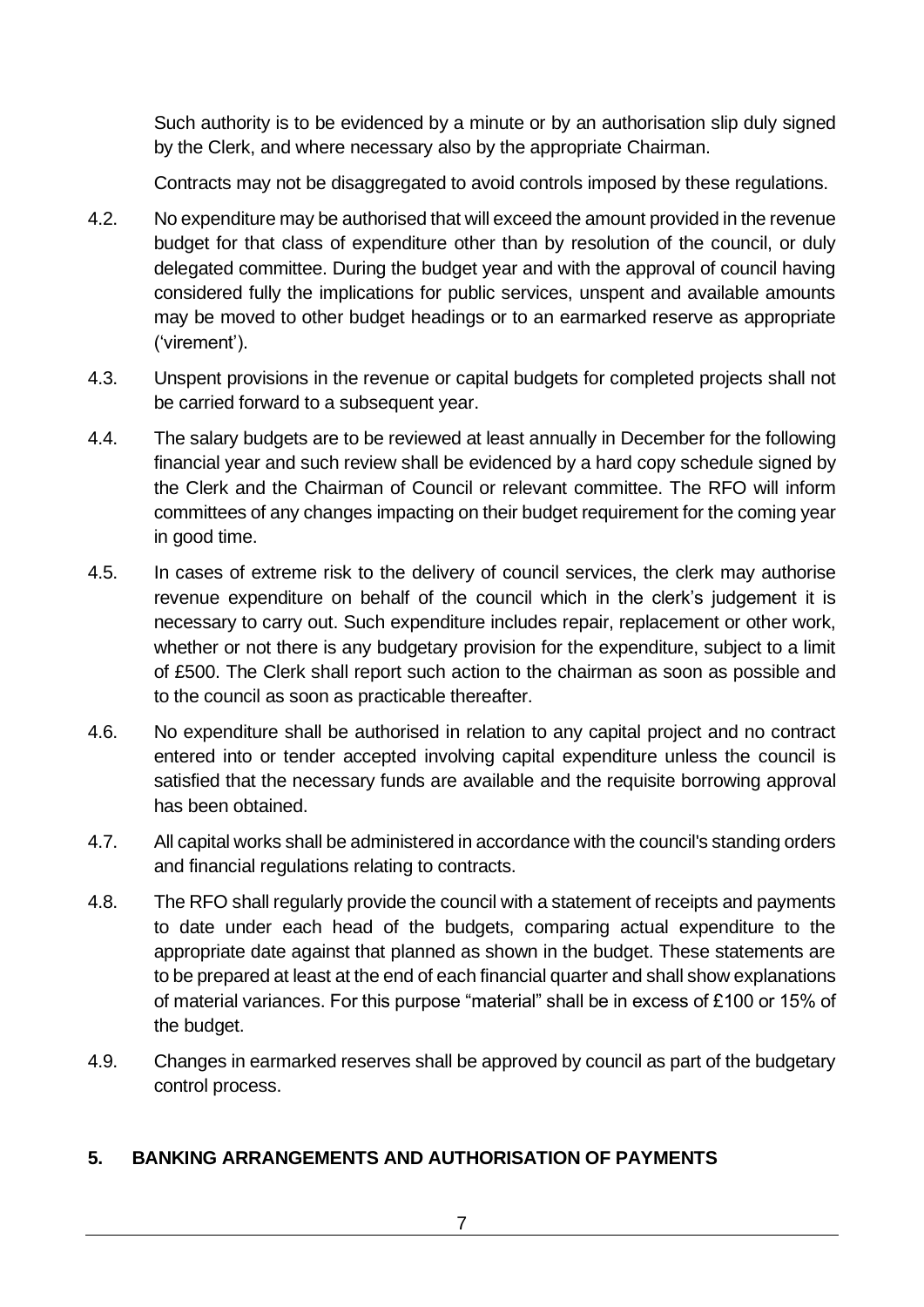Such authority is to be evidenced by a minute or by an authorisation slip duly signed by the Clerk, and where necessary also by the appropriate Chairman.

Contracts may not be disaggregated to avoid controls imposed by these regulations.

4.2. No expenditure may be authorised that will exceed the amount provided in the revenue budget for that class of expenditure other than by resolution of the council, or duly delegated committee. During the budget year and with the approval of council having considered fully the implications for public services, unspent and available amounts may be moved to other budget headings or to an earmarked reserve as appropriate ('virement').

4.3. Unspent provisions in the revenue or capital budgets for completed projects shall not be carried forward to a subsequent year.

4.4. The salary budgets are to be reviewed at least annually in December for the following financial year and such review shall be evidenced by a hard copy schedule signed by the Clerk and the Chairman of Council or relevant committee. The RFO will inform committees of any changes impacting on their budget requirement for the coming year in good time.

4.5. In cases of extreme risk to the delivery of council services, the clerk may authorise revenue expenditure on behalf of the council which in the clerk's judgement it is necessary to carry out. Such expenditure includes repair, replacement or other work, whether or not there is any budgetary provision for the expenditure, subject to a limit of £500. The Clerk shall report such action to the chairman as soon as possible and to the council as soon as practicable thereafter.

4.6. No expenditure shall be authorised in relation to any capital project and no contract entered into or tender accepted involving capital expenditure unless the council is satisfied that the necessary funds are available and the requisite borrowing approval has been obtained.

4.7. All capital works shall be administered in accordance with the council's standing orders and financial regulations relating to contracts.

4.8. The RFO shall regularly provide the council with a statement of receipts and payments to date under each head of the budgets, comparing actual expenditure to the appropriate date against that planned as shown in the budget. These statements are to be prepared at least at the end of each financial quarter and shall show explanations of material variances. For this purpose "material" shall be in excess of £100 or 15% of the budget.

4.9. Changes in earmarked reserves shall be approved by council as part of the budgetary control process.

## 5. BANKING ARRANGEMENTS AND AUTHORISATION OF PAYMENTS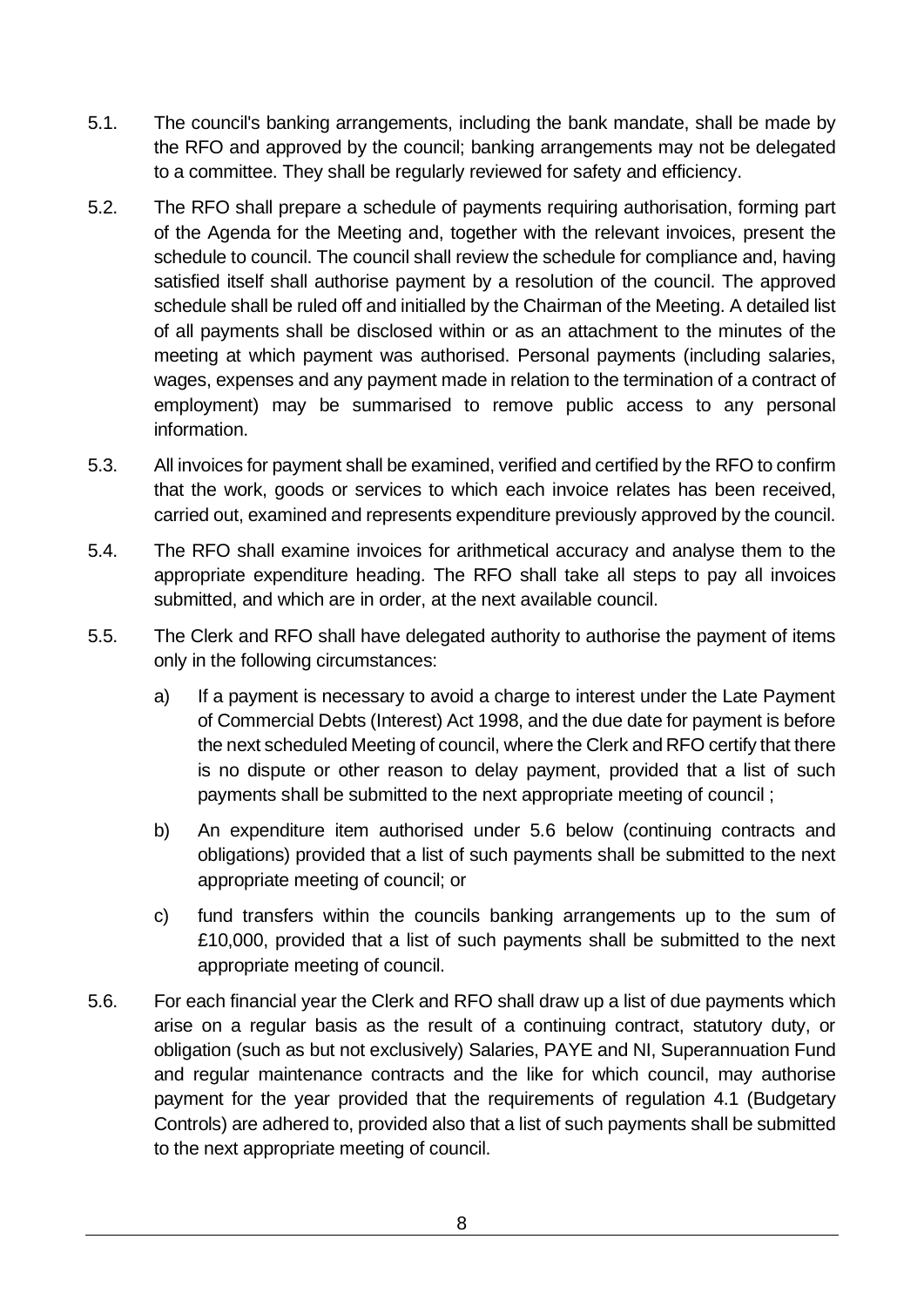5.1. The council's banking arrangements, including the bank mandate, shall be made by the RFO and approved by the council; banking arrangements may not be delegated to a committee. They shall be regularly reviewed for safety and efficiency.

5.2. The RFO shall prepare a schedule of payments requiring authorisation, forming part of the Agenda for the Meeting and, together with the relevant invoices, present the schedule to council. The council shall review the schedule for compliance and, having satisfied itself shall authorise payment by a resolution of the council. The approved schedule shall be ruled off and initialled by the Chairman of the Meeting. A detailed list of all payments shall be disclosed within or as an attachment to the minutes of the meeting at which payment was authorised. Personal payments (including salaries, wages, expenses and any payment made in relation to the termination of a contract of employment) may be summarised to remove public access to any personal information.

5.3. All invoices for payment shall be examined, verified and certified by the RFO to confirm that the work, goods or services to which each invoice relates has been received, carried out, examined and represents expenditure previously approved by the council.

5.4. The RFO shall examine invoices for arithmetical accuracy and analyse them to the appropriate expenditure heading. The RFO shall take all steps to pay all invoices submitted, and which are in order, at the next available council.

5.5. The Clerk and RFO shall have delegated authority to authorise the payment of items only in the following circumstances:

a) If a payment is necessary to avoid a charge to interest under the Late Payment of Commercial Debts (Interest) Act 1998, and the due date for payment is before the next scheduled Meeting of council, where the Clerk and RFO certify that there is no dispute or other reason to delay payment, provided that a list of such payments shall be submitted to the next appropriate meeting of council ;

b) An expenditure item authorised under 5.6 below (continuing contracts and obligations) provided that a list of such payments shall be submitted to the next appropriate meeting of council; or

c) fund transfers within the councils banking arrangements up to the sum of £10,000, provided that a list of such payments shall be submitted to the next appropriate meeting of council.

5.6. For each financial year the Clerk and RFO shall draw up a list of due payments which arise on a regular basis as the result of a continuing contract, statutory duty, or obligation (such as but not exclusively) Salaries, PAYE and NI, Superannuation Fund and regular maintenance contracts and the like for which council, may authorise payment for the year provided that the requirements of regulation 4.1 (Budgetary Controls) are adhered to, provided also that a list of such payments shall be submitted to the next appropriate meeting of council.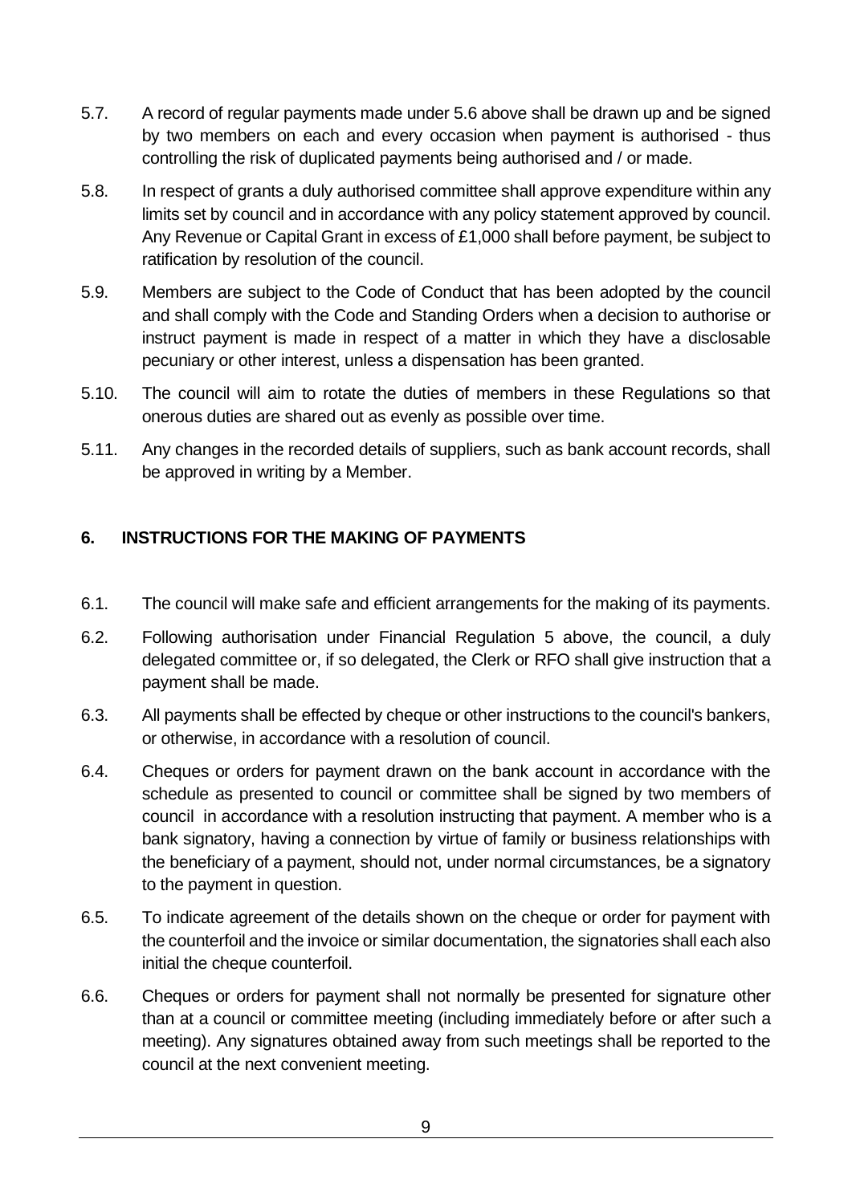5.7. A record of regular payments made under 5.6 above shall be drawn up and be signed by two members on each and every occasion when payment is authorised - thus controlling the risk of duplicated payments being authorised and / or made.

5.8. In respect of grants a duly authorised committee shall approve expenditure within any limits set by council and in accordance with any policy statement approved by council. Any Revenue or Capital Grant in excess of £1,000 shall before payment, be subject to ratification by resolution of the council.

5.9. Members are subject to the Code of Conduct that has been adopted by the council and shall comply with the Code and Standing Orders when a decision to authorise or instruct payment is made in respect of a matter in which they have a disclosable pecuniary or other interest, unless a dispensation has been granted.

5.10. The council will aim to rotate the duties of members in these Regulations so that onerous duties are shared out as evenly as possible over time.

5.11. Any changes in the recorded details of suppliers, such as bank account records, shall be approved in writing by a Member.

## 6. INSTRUCTIONS FOR THE MAKING OF PAYMENTS

6.1. The council will make safe and efficient arrangements for the making of its payments.

6.2. Following authorisation under Financial Regulation 5 above, the council, a duly delegated committee or, if so delegated, the Clerk or RFO shall give instruction that a payment shall be made.

6.3. All payments shall be effected by cheque or other instructions to the council's bankers, or otherwise, in accordance with a resolution of council.

6.4. Cheques or orders for payment drawn on the bank account in accordance with the schedule as presented to council or committee shall be signed by two members of council in accordance with a resolution instructing that payment. A member who is a bank signatory, having a connection by virtue of family or business relationships with the beneficiary of a payment, should not, under normal circumstances, be a signatory to the payment in question.

6.5. To indicate agreement of the details shown on the cheque or order for payment with the counterfoil and the invoice or similar documentation, the signatories shall each also initial the cheque counterfoil.

6.6. Cheques or orders for payment shall not normally be presented for signature other than at a council or committee meeting (including immediately before or after such a meeting). Any signatures obtained away from such meetings shall be reported to the council at the next convenient meeting.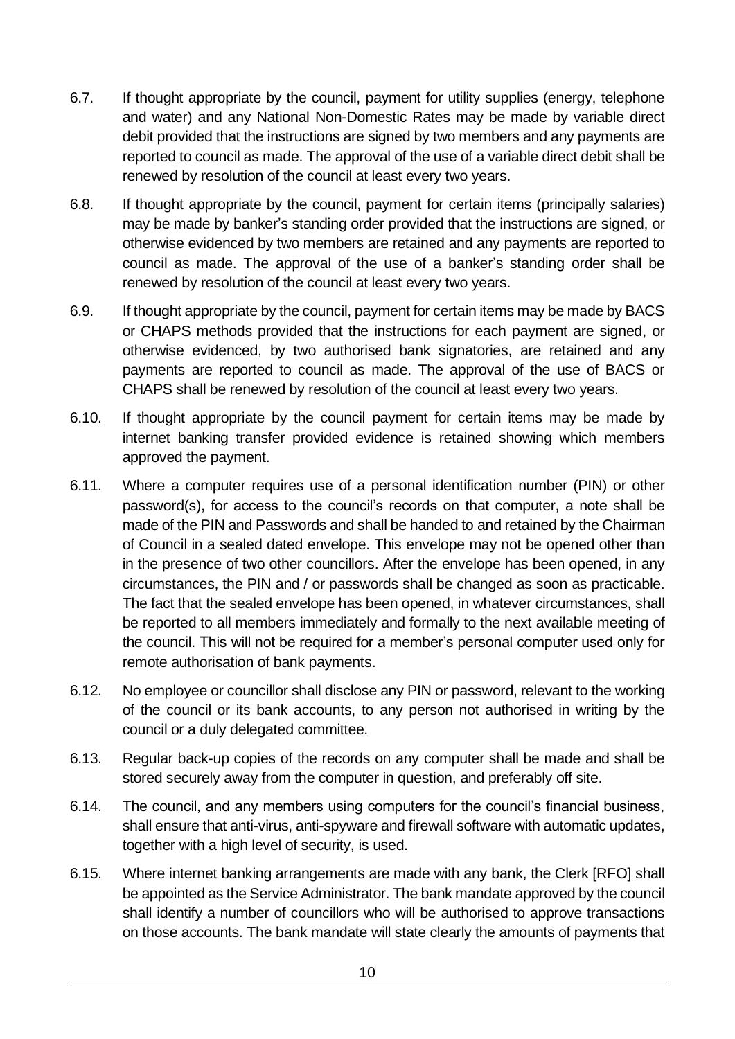6.7. If thought appropriate by the council, payment for utility supplies (energy, telephone and water) and any National Non-Domestic Rates may be made by variable direct debit provided that the instructions are signed by two members and any payments are reported to council as made. The approval of the use of a variable direct debit shall be renewed by resolution of the council at least every two years.

6.8. If thought appropriate by the council, payment for certain items (principally salaries) may be made by banker's standing order provided that the instructions are signed, or otherwise evidenced by two members are retained and any payments are reported to council as made. The approval of the use of a banker's standing order shall be renewed by resolution of the council at least every two years.

6.9. If thought appropriate by the council, payment for certain items may be made by BACS or CHAPS methods provided that the instructions for each payment are signed, or otherwise evidenced, by two authorised bank signatories, are retained and any payments are reported to council as made. The approval of the use of BACS or CHAPS shall be renewed by resolution of the council at least every two years.

6.10. If thought appropriate by the council payment for certain items may be made by internet banking transfer provided evidence is retained showing which members approved the payment.

6.11. Where a computer requires use of a personal identification number (PIN) or other password(s), for access to the council's records on that computer, a note shall be made of the PIN and Passwords and shall be handed to and retained by the Chairman of Council in a sealed dated envelope. This envelope may not be opened other than in the presence of two other councillors. After the envelope has been opened, in any circumstances, the PIN and / or passwords shall be changed as soon as practicable. The fact that the sealed envelope has been opened, in whatever circumstances, shall be reported to all members immediately and formally to the next available meeting of the council. This will not be required for a member's personal computer used only for remote authorisation of bank payments.

6.12. No employee or councillor shall disclose any PIN or password, relevant to the working of the council or its bank accounts, to any person not authorised in writing by the council or a duly delegated committee.

6.13. Regular back-up copies of the records on any computer shall be made and shall be stored securely away from the computer in question, and preferably off site.

6.14. The council, and any members using computers for the council's financial business, shall ensure that anti-virus, anti-spyware and firewall software with automatic updates, together with a high level of security, is used.

6.15. Where internet banking arrangements are made with any bank, the Clerk [RFO] shall be appointed as the Service Administrator. The bank mandate approved by the council shall identify a number of councillors who will be authorised to approve transactions on those accounts. The bank mandate will state clearly the amounts of payments that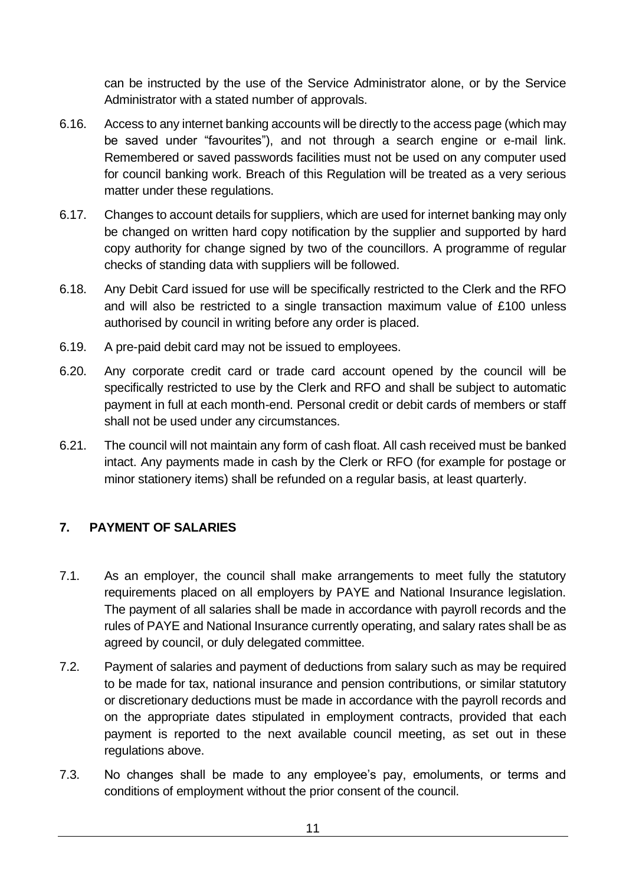can be instructed by the use of the Service Administrator alone, or by the Service Administrator with a stated number of approvals.

6.16. Access to any internet banking accounts will be directly to the access page (which may be saved under "favourites"), and not through a search engine or e-mail link. Remembered or saved passwords facilities must not be used on any computer used for council banking work. Breach of this Regulation will be treated as a very serious matter under these regulations.

6.17. Changes to account details for suppliers, which are used for internet banking may only be changed on written hard copy notification by the supplier and supported by hard copy authority for change signed by two of the councillors. A programme of regular checks of standing data with suppliers will be followed.

6.18. Any Debit Card issued for use will be specifically restricted to the Clerk and the RFO and will also be restricted to a single transaction maximum value of £100 unless authorised by council in writing before any order is placed.

6.19. A pre-paid debit card may not be issued to employees.

6.20. Any corporate credit card or trade card account opened by the council will be specifically restricted to use by the Clerk and RFO and shall be subject to automatic payment in full at each month-end. Personal credit or debit cards of members or staff shall not be used under any circumstances.

6.21. The council will not maintain any form of cash float. All cash received must be banked intact. Any payments made in cash by the Clerk or RFO (for example for postage or minor stationery items) shall be refunded on a regular basis, at least quarterly.

## 7. PAYMENT OF SALARIES

7.1. As an employer, the council shall make arrangements to meet fully the statutory requirements placed on all employers by PAYE and National Insurance legislation. The payment of all salaries shall be made in accordance with payroll records and the rules of PAYE and National Insurance currently operating, and salary rates shall be as agreed by council, or duly delegated committee.

7.2. Payment of salaries and payment of deductions from salary such as may be required to be made for tax, national insurance and pension contributions, or similar statutory or discretionary deductions must be made in accordance with the payroll records and on the appropriate dates stipulated in employment contracts, provided that each payment is reported to the next available council meeting, as set out in these regulations above.

7.3. No changes shall be made to any employee's pay, emoluments, or terms and conditions of employment without the prior consent of the council.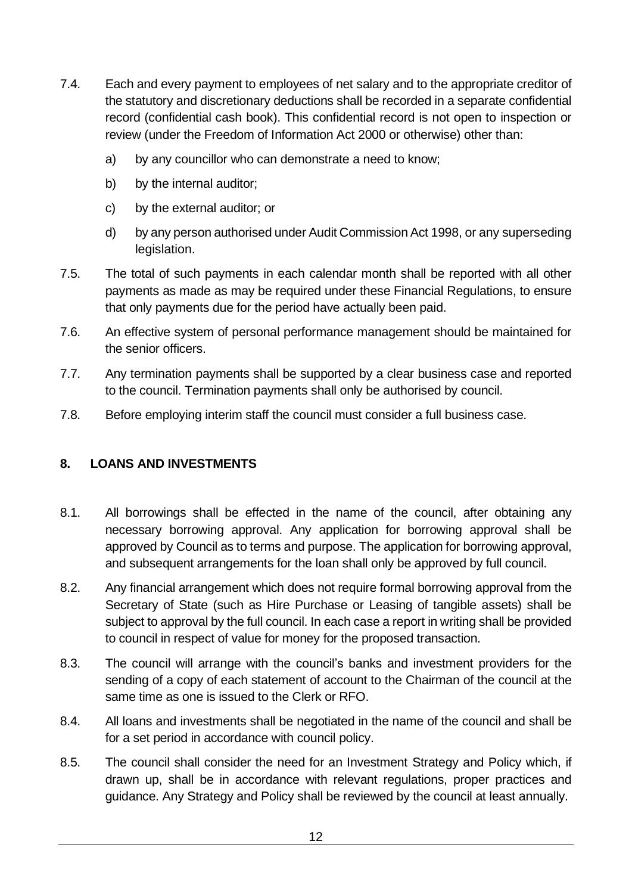7.4. Each and every payment to employees of net salary and to the appropriate creditor of the statutory and discretionary deductions shall be recorded in a separate confidential record (confidential cash book). This confidential record is not open to inspection or review (under the Freedom of Information Act 2000 or otherwise) other than:

a) by any councillor who can demonstrate a need to know;

b) by the internal auditor;

c) by the external auditor; or

d) by any person authorised under Audit Commission Act 1998, or any superseding legislation.

7.5. The total of such payments in each calendar month shall be reported with all other payments as made as may be required under these Financial Regulations, to ensure that only payments due for the period have actually been paid.

7.6. An effective system of personal performance management should be maintained for the senior officers.

7.7. Any termination payments shall be supported by a clear business case and reported to the council. Termination payments shall only be authorised by council.

7.8. Before employing interim staff the council must consider a full business case.

## 8. LOANS AND INVESTMENTS

8.1. All borrowings shall be effected in the name of the council, after obtaining any necessary borrowing approval. Any application for borrowing approval shall be approved by Council as to terms and purpose. The application for borrowing approval, and subsequent arrangements for the loan shall only be approved by full council.

8.2. Any financial arrangement which does not require formal borrowing approval from the Secretary of State (such as Hire Purchase or Leasing of tangible assets) shall be subject to approval by the full council. In each case a report in writing shall be provided to council in respect of value for money for the proposed transaction.

8.3. The council will arrange with the council's banks and investment providers for the sending of a copy of each statement of account to the Chairman of the council at the same time as one is issued to the Clerk or RFO.

8.4. All loans and investments shall be negotiated in the name of the council and shall be for a set period in accordance with council policy.

8.5. The council shall consider the need for an Investment Strategy and Policy which, if drawn up, shall be in accordance with relevant regulations, proper practices and guidance. Any Strategy and Policy shall be reviewed by the council at least annually.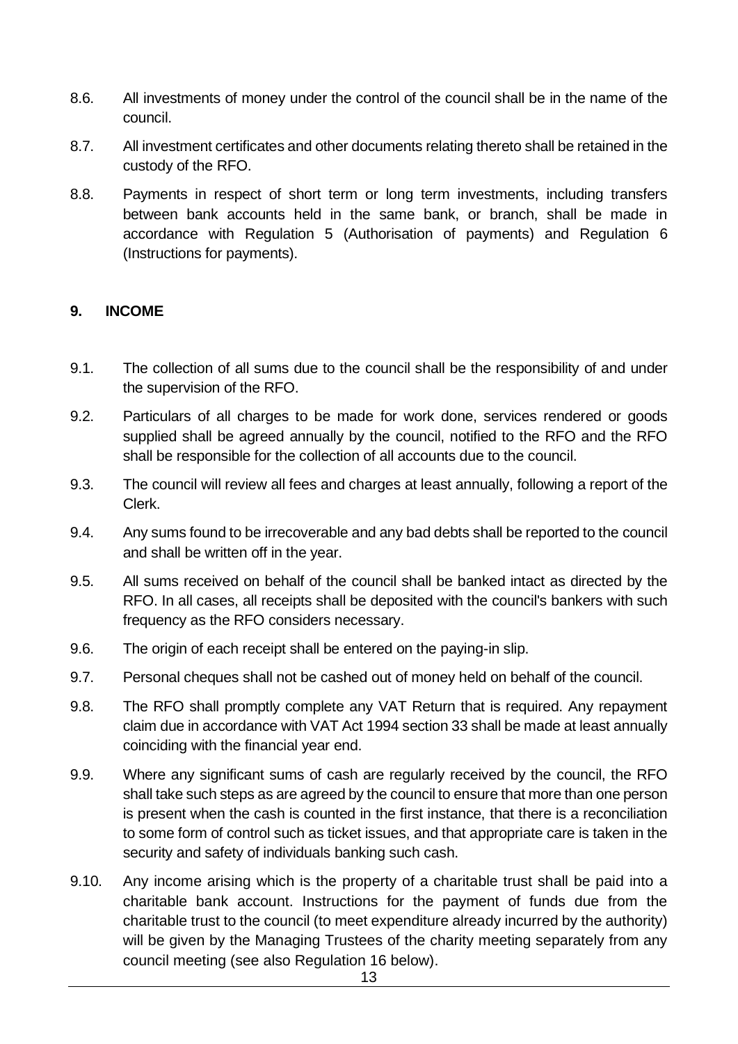8.6. All investments of money under the control of the council shall be in the name of the council.

8.7. All investment certificates and other documents relating thereto shall be retained in the custody of the RFO.

8.8. Payments in respect of short term or long term investments, including transfers between bank accounts held in the same bank, or branch, shall be made in accordance with Regulation 5 (Authorisation of payments) and Regulation 6 (Instructions for payments).

## 9. INCOME

9.1. The collection of all sums due to the council shall be the responsibility of and under the supervision of the RFO.

9.2. Particulars of all charges to be made for work done, services rendered or goods supplied shall be agreed annually by the council, notified to the RFO and the RFO shall be responsible for the collection of all accounts due to the council.

9.3. The council will review all fees and charges at least annually, following a report of the Clerk.

9.4. Any sums found to be irrecoverable and any bad debts shall be reported to the council and shall be written off in the year.

9.5. All sums received on behalf of the council shall be banked intact as directed by the RFO. In all cases, all receipts shall be deposited with the council's bankers with such frequency as the RFO considers necessary.

9.6. The origin of each receipt shall be entered on the paying-in slip.

9.7. Personal cheques shall not be cashed out of money held on behalf of the council.

9.8. The RFO shall promptly complete any VAT Return that is required. Any repayment claim due in accordance with VAT Act 1994 section 33 shall be made at least annually coinciding with the financial year end.

9.9. Where any significant sums of cash are regularly received by the council, the RFO shall take such steps as are agreed by the council to ensure that more than one person is present when the cash is counted in the first instance, that there is a reconciliation to some form of control such as ticket issues, and that appropriate care is taken in the security and safety of individuals banking such cash.

9.10. Any income arising which is the property of a charitable trust shall be paid into a charitable bank account. Instructions for the payment of funds due from the charitable trust to the council (to meet expenditure already incurred by the authority) will be given by the Managing Trustees of the charity meeting separately from any council meeting (see also Regulation 16 below).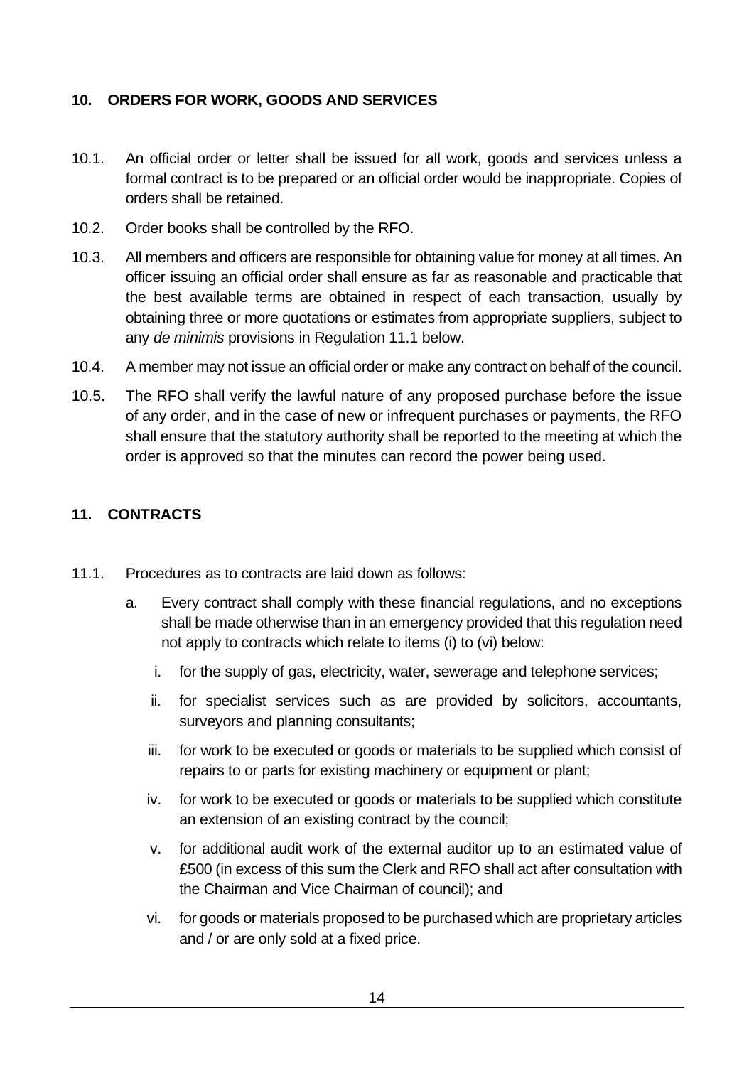## 10. ORDERS FOR WORK, GOODS AND SERVICES

10.1. An official order or letter shall be issued for all work, goods and services unless a formal contract is to be prepared or an official order would be inappropriate. Copies of orders shall be retained.

10.2. Order books shall be controlled by the RFO.

10.3. All members and officers are responsible for obtaining value for money at all times. An officer issuing an official order shall ensure as far as reasonable and practicable that the best available terms are obtained in respect of each transaction, usually by obtaining three or more quotations or estimates from appropriate suppliers, subject to any *de minimis* provisions in Regulation 11.1 below.

10.4. A member may not issue an official order or make any contract on behalf of the council.

10.5. The RFO shall verify the lawful nature of any proposed purchase before the issue of any order, and in the case of new or infrequent purchases or payments, the RFO shall ensure that the statutory authority shall be reported to the meeting at which the order is approved so that the minutes can record the power being used.

## 11. CONTRACTS

11.1. Procedures as to contracts are laid down as follows:

a. Every contract shall comply with these financial regulations, and no exceptions shall be made otherwise than in an emergency provided that this regulation need not apply to contracts which relate to items (i) to (vi) below:

   i. for the supply of gas, electricity, water, sewerage and telephone services;

   ii. for specialist services such as are provided by solicitors, accountants, surveyors and planning consultants;

   iii. for work to be executed or goods or materials to be supplied which consist of repairs to or parts for existing machinery or equipment or plant;

   iv. for work to be executed or goods or materials to be supplied which constitute an extension of an existing contract by the council;

   v. for additional audit work of the external auditor up to an estimated value of £500 (in excess of this sum the Clerk and RFO shall act after consultation with the Chairman and Vice Chairman of council); and

   vi. for goods or materials proposed to be purchased which are proprietary articles and / or are only sold at a fixed price.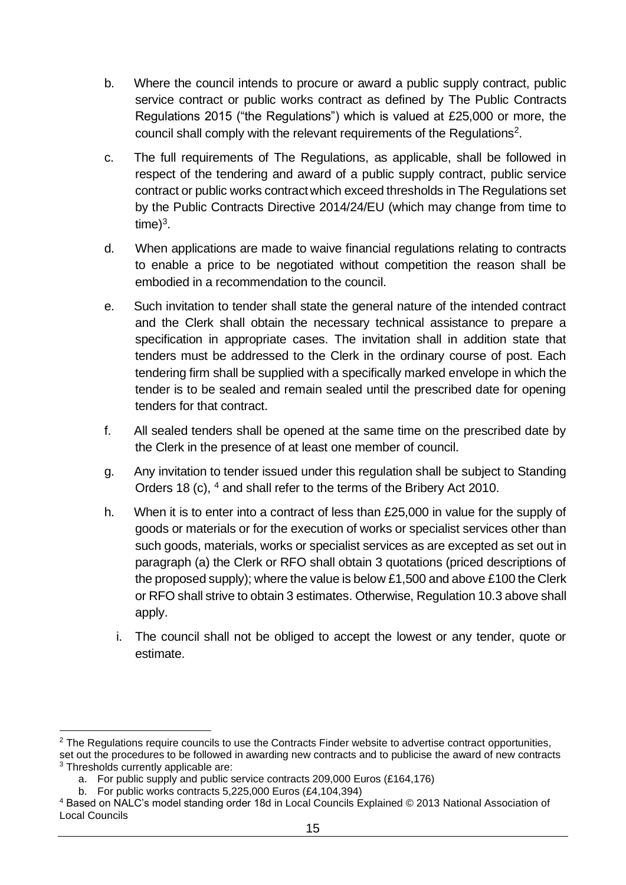b. Where the council intends to procure or award a public supply contract, public service contract or public works contract as defined by The Public Contracts Regulations 2015 ("the Regulations") which is valued at £25,000 or more, the council shall comply with the relevant requirements of the Regulations[2].

c. The full requirements of The Regulations, as applicable, shall be followed in respect of the tendering and award of a public supply contract, public service contract or public works contract which exceed thresholds in The Regulations set by the Public Contracts Directive 2014/24/EU (which may change from time to time)[3].

d. When applications are made to waive financial regulations relating to contracts to enable a price to be negotiated without competition the reason shall be embodied in a recommendation to the council.

e. Such invitation to tender shall state the general nature of the intended contract and the Clerk shall obtain the necessary technical assistance to prepare a specification in appropriate cases. The invitation shall in addition state that tenders must be addressed to the Clerk in the ordinary course of post. Each tendering firm shall be supplied with a specifically marked envelope in which the tender is to be sealed and remain sealed until the prescribed date for opening tenders for that contract.

f. All sealed tenders shall be opened at the same time on the prescribed date by the Clerk in the presence of at least one member of council.

g. Any invitation to tender issued under this regulation shall be subject to Standing Orders 18 (c), [4] and shall refer to the terms of the Bribery Act 2010.

h. When it is to enter into a contract of less than £25,000 in value for the supply of goods or materials or for the execution of works or specialist services other than such goods, materials, works or specialist services as are excepted as set out in paragraph (a) the Clerk or RFO shall obtain 3 quotations (priced descriptions of the proposed supply); where the value is below £1,500 and above £100 the Clerk or RFO shall strive to obtain 3 estimates. Otherwise, Regulation 10.3 above shall apply.

i. The council shall not be obliged to accept the lowest or any tender, quote or estimate.

---

[2] The Regulations require councils to use the Contracts Finder website to advertise contract opportunities, set out the procedures to be followed in awarding new contracts and to publicise the award of new contracts

[3] Thresholds currently applicable are:

a. For public supply and public service contracts 209,000 Euros (£164,176)

b. For public works contracts 5,225,000 Euros (£4,104,394)

[4] Based on NALC's model standing order 18d in Local Councils Explained © 2013 National Association of Local Councils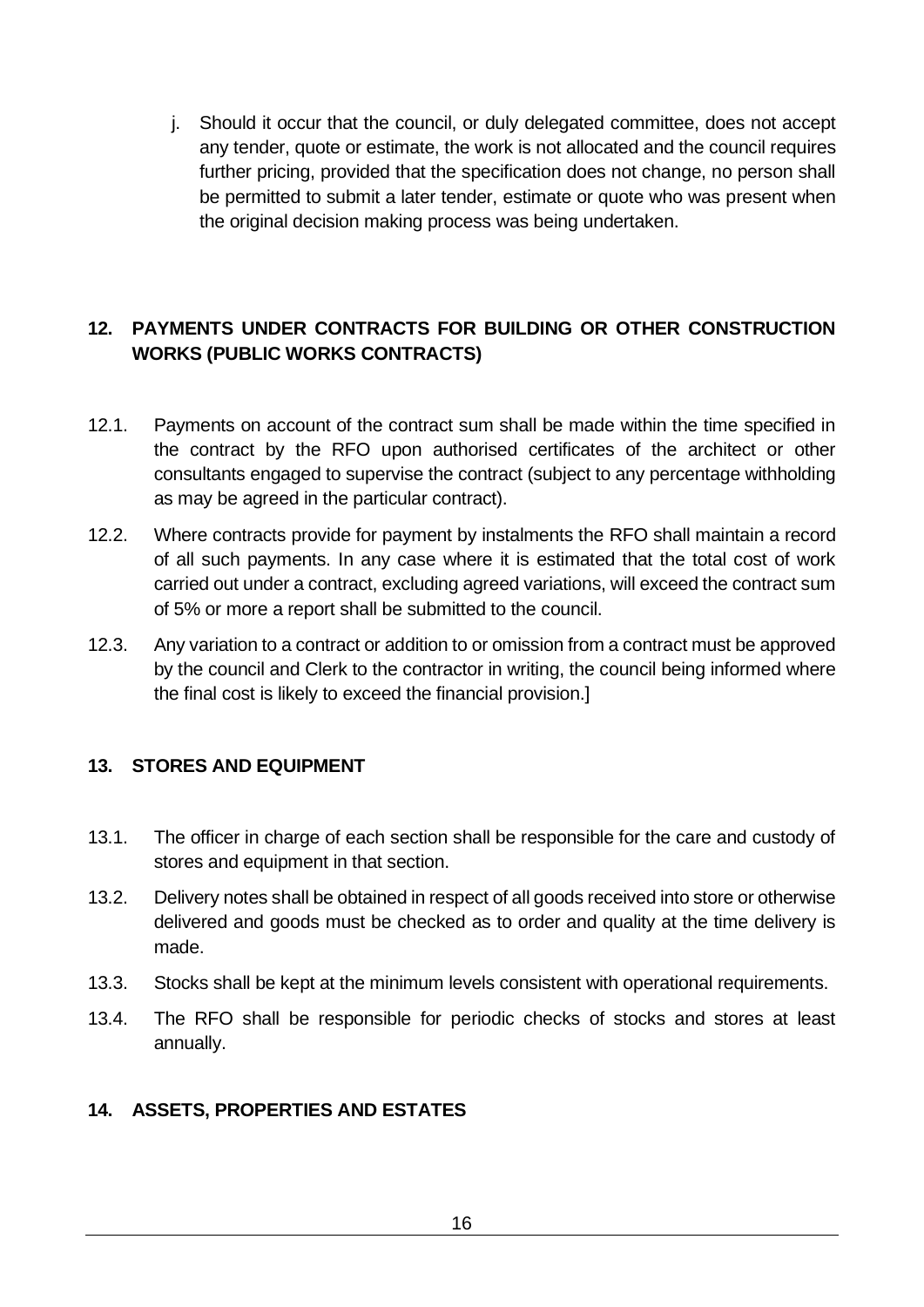j. Should it occur that the council, or duly delegated committee, does not accept any tender, quote or estimate, the work is not allocated and the council requires further pricing, provided that the specification does not change, no person shall be permitted to submit a later tender, estimate or quote who was present when the original decision making process was being undertaken.

## 12. PAYMENTS UNDER CONTRACTS FOR BUILDING OR OTHER CONSTRUCTION WORKS (PUBLIC WORKS CONTRACTS)

12.1. Payments on account of the contract sum shall be made within the time specified in the contract by the RFO upon authorised certificates of the architect or other consultants engaged to supervise the contract (subject to any percentage withholding as may be agreed in the particular contract).

12.2. Where contracts provide for payment by instalments the RFO shall maintain a record of all such payments. In any case where it is estimated that the total cost of work carried out under a contract, excluding agreed variations, will exceed the contract sum of 5% or more a report shall be submitted to the council.

12.3. Any variation to a contract or addition to or omission from a contract must be approved by the council and Clerk to the contractor in writing, the council being informed where the final cost is likely to exceed the financial provision.]

## 13. STORES AND EQUIPMENT

13.1. The officer in charge of each section shall be responsible for the care and custody of stores and equipment in that section.

13.2. Delivery notes shall be obtained in respect of all goods received into store or otherwise delivered and goods must be checked as to order and quality at the time delivery is made.

13.3. Stocks shall be kept at the minimum levels consistent with operational requirements.

13.4. The RFO shall be responsible for periodic checks of stocks and stores at least annually.

## 14. ASSETS, PROPERTIES AND ESTATES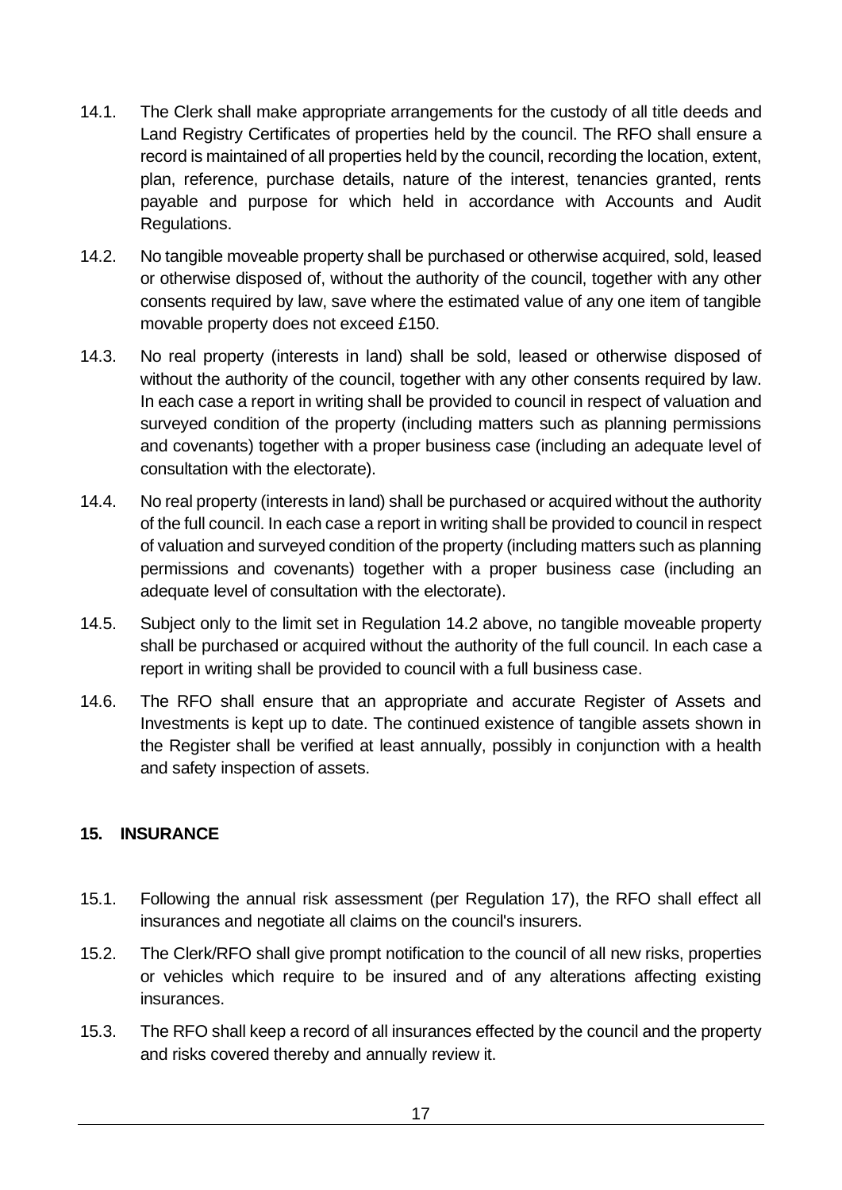14.1. The Clerk shall make appropriate arrangements for the custody of all title deeds and Land Registry Certificates of properties held by the council. The RFO shall ensure a record is maintained of all properties held by the council, recording the location, extent, plan, reference, purchase details, nature of the interest, tenancies granted, rents payable and purpose for which held in accordance with Accounts and Audit Regulations.

14.2. No tangible moveable property shall be purchased or otherwise acquired, sold, leased or otherwise disposed of, without the authority of the council, together with any other consents required by law, save where the estimated value of any one item of tangible movable property does not exceed £150.

14.3. No real property (interests in land) shall be sold, leased or otherwise disposed of without the authority of the council, together with any other consents required by law. In each case a report in writing shall be provided to council in respect of valuation and surveyed condition of the property (including matters such as planning permissions and covenants) together with a proper business case (including an adequate level of consultation with the electorate).

14.4. No real property (interests in land) shall be purchased or acquired without the authority of the full council. In each case a report in writing shall be provided to council in respect of valuation and surveyed condition of the property (including matters such as planning permissions and covenants) together with a proper business case (including an adequate level of consultation with the electorate).

14.5. Subject only to the limit set in Regulation 14.2 above, no tangible moveable property shall be purchased or acquired without the authority of the full council. In each case a report in writing shall be provided to council with a full business case.

14.6. The RFO shall ensure that an appropriate and accurate Register of Assets and Investments is kept up to date. The continued existence of tangible assets shown in the Register shall be verified at least annually, possibly in conjunction with a health and safety inspection of assets.

## 15. INSURANCE

15.1. Following the annual risk assessment (per Regulation 17), the RFO shall effect all insurances and negotiate all claims on the council's insurers.

15.2. The Clerk/RFO shall give prompt notification to the council of all new risks, properties or vehicles which require to be insured and of any alterations affecting existing insurances.

15.3. The RFO shall keep a record of all insurances effected by the council and the property and risks covered thereby and annually review it.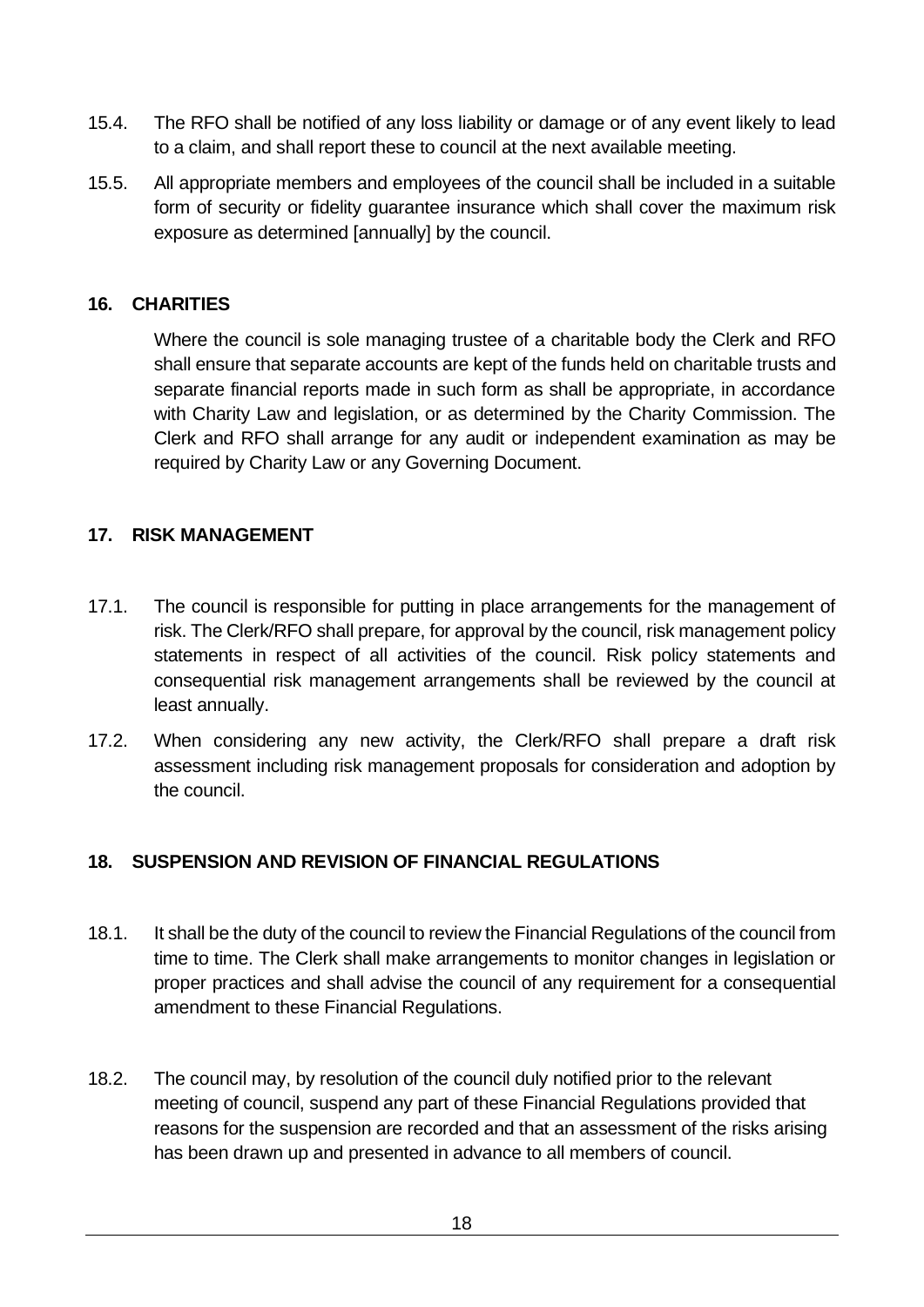15.4. The RFO shall be notified of any loss liability or damage or of any event likely to lead to a claim, and shall report these to council at the next available meeting.

15.5. All appropriate members and employees of the council shall be included in a suitable form of security or fidelity guarantee insurance which shall cover the maximum risk exposure as determined [annually] by the council.

## 16. CHARITIES

Where the council is sole managing trustee of a charitable body the Clerk and RFO shall ensure that separate accounts are kept of the funds held on charitable trusts and separate financial reports made in such form as shall be appropriate, in accordance with Charity Law and legislation, or as determined by the Charity Commission. The Clerk and RFO shall arrange for any audit or independent examination as may be required by Charity Law or any Governing Document.

## 17. RISK MANAGEMENT

17.1. The council is responsible for putting in place arrangements for the management of risk. The Clerk/RFO shall prepare, for approval by the council, risk management policy statements in respect of all activities of the council. Risk policy statements and consequential risk management arrangements shall be reviewed by the council at least annually.

17.2. When considering any new activity, the Clerk/RFO shall prepare a draft risk assessment including risk management proposals for consideration and adoption by the council.

## 18. SUSPENSION AND REVISION OF FINANCIAL REGULATIONS

18.1. It shall be the duty of the council to review the Financial Regulations of the council from time to time. The Clerk shall make arrangements to monitor changes in legislation or proper practices and shall advise the council of any requirement for a consequential amendment to these Financial Regulations.

18.2. The council may, by resolution of the council duly notified prior to the relevant meeting of council, suspend any part of these Financial Regulations provided that reasons for the suspension are recorded and that an assessment of the risks arising has been drawn up and presented in advance to all members of council.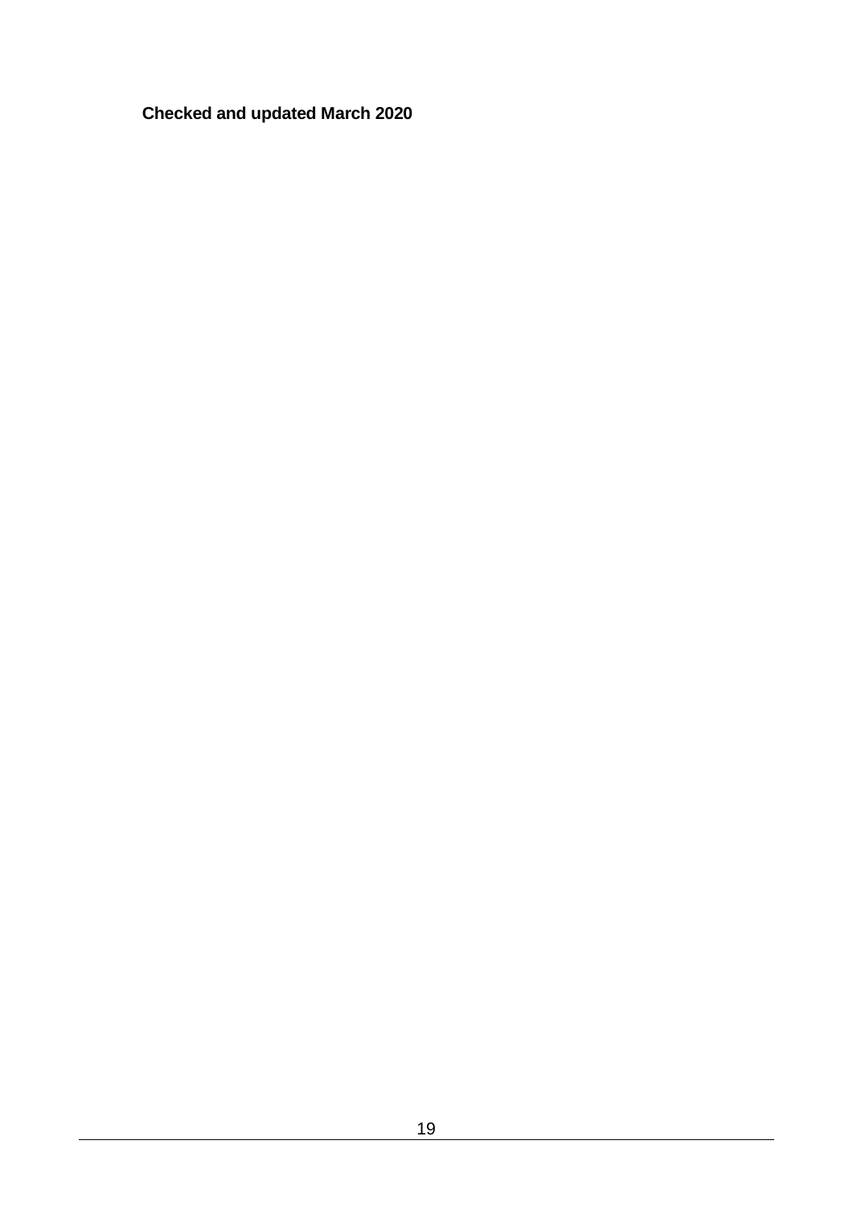**Checked and updated March 2020**